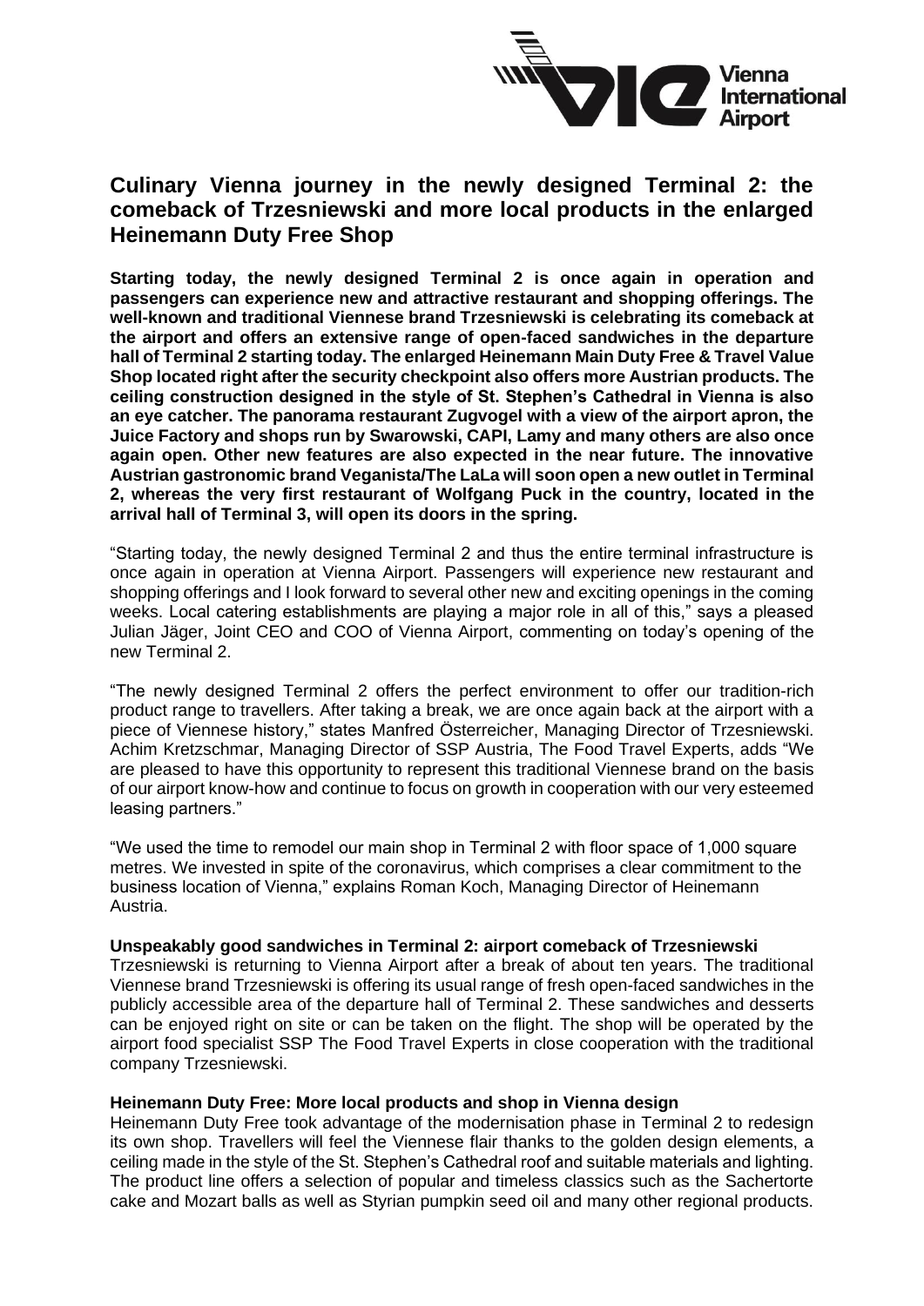# Culinary Vienna journey in the newly designed Terminal 2: the comeback of Trzesniewski and more local products in the enlarged Heinemann Duty Free Shop

**Starting today, the newly designed Terminal 2 is once again in operation and passengers can experience new and attractive restaurant and shopping offerings. The well-known and traditional Viennese brand Trzesniewski is celebrating its comeback at the airport and offers an extensive range of open-faced sandwiches in the departure hall of Terminal 2 starting today. The enlarged Heinemann Main Duty Free & Travel Value Shop located right after the security checkpoint also offers more Austrian products. The ceiling construction designed in the style of St. Stephen's Cathedral in Vienna is also an eye catcher. The panorama restaurant Zugvogel with a view of the airport apron, the Juice Factory and shops run by Swarowski, CAPI, Lamy and many others are also once again open. Other new features are also expected in the near future. The innovative Austrian gastronomic brand Veganista/The LaLa will soon open a new outlet in Terminal 2, whereas the very first restaurant of Wolfgang Puck in the country, located in the arrival hall of Terminal 3, will open its doors in the spring.**

"Starting today, the newly designed Terminal 2 and thus the entire terminal infrastructure is once again in operation at Vienna Airport. Passengers will experience new restaurant and shopping offerings and I look forward to several other new and exciting openings in the coming weeks. Local catering establishments are playing a major role in all of this," says a pleased Julian Jäger, Joint CEO and COO of Vienna Airport, commenting on today's opening of the new Terminal 2.

"The newly designed Terminal 2 offers the perfect environment to offer our tradition-rich product range to travellers. After taking a break, we are once again back at the airport with a piece of Viennese history," states Manfred Österreicher, Managing Director of Trzesniewski. Achim Kretzschmar, Managing Director of SSP Austria, The Food Travel Experts, adds "We are pleased to have this opportunity to represent this traditional Viennese brand on the basis of our airport know-how and continue to focus on growth in cooperation with our very esteemed leasing partners."

"We used the time to remodel our main shop in Terminal 2 with floor space of 1,000 square metres. We invested in spite of the coronavirus, which comprises a clear commitment to the business location of Vienna," explains Roman Koch, Managing Director of Heinemann Austria.

**Unspeakably good sandwiches in Terminal 2: airport comeback of Trzesniewski**

Trzesniewski is returning to Vienna Airport after a break of about ten years. The traditional Viennese brand Trzesniewski is offering its usual range of fresh open-faced sandwiches in the publicly accessible area of the departure hall of Terminal 2. These sandwiches and desserts can be enjoyed right on site or can be taken on the flight. The shop will be operated by the airport food specialist SSP The Food Travel Experts in close cooperation with the traditional company Trzesniewski.

**Heinemann Duty Free: More local products and shop in Vienna design**

Heinemann Duty Free took advantage of the modernisation phase in Terminal 2 to redesign its own shop. Travellers will feel the Viennese flair thanks to the golden design elements, a ceiling made in the style of the St. Stephen's Cathedral roof and suitable materials and lighting. The product line offers a selection of popular and timeless classics such as the Sachertorte cake and Mozart balls as well as Styrian pumpkin seed oil and many other regional products.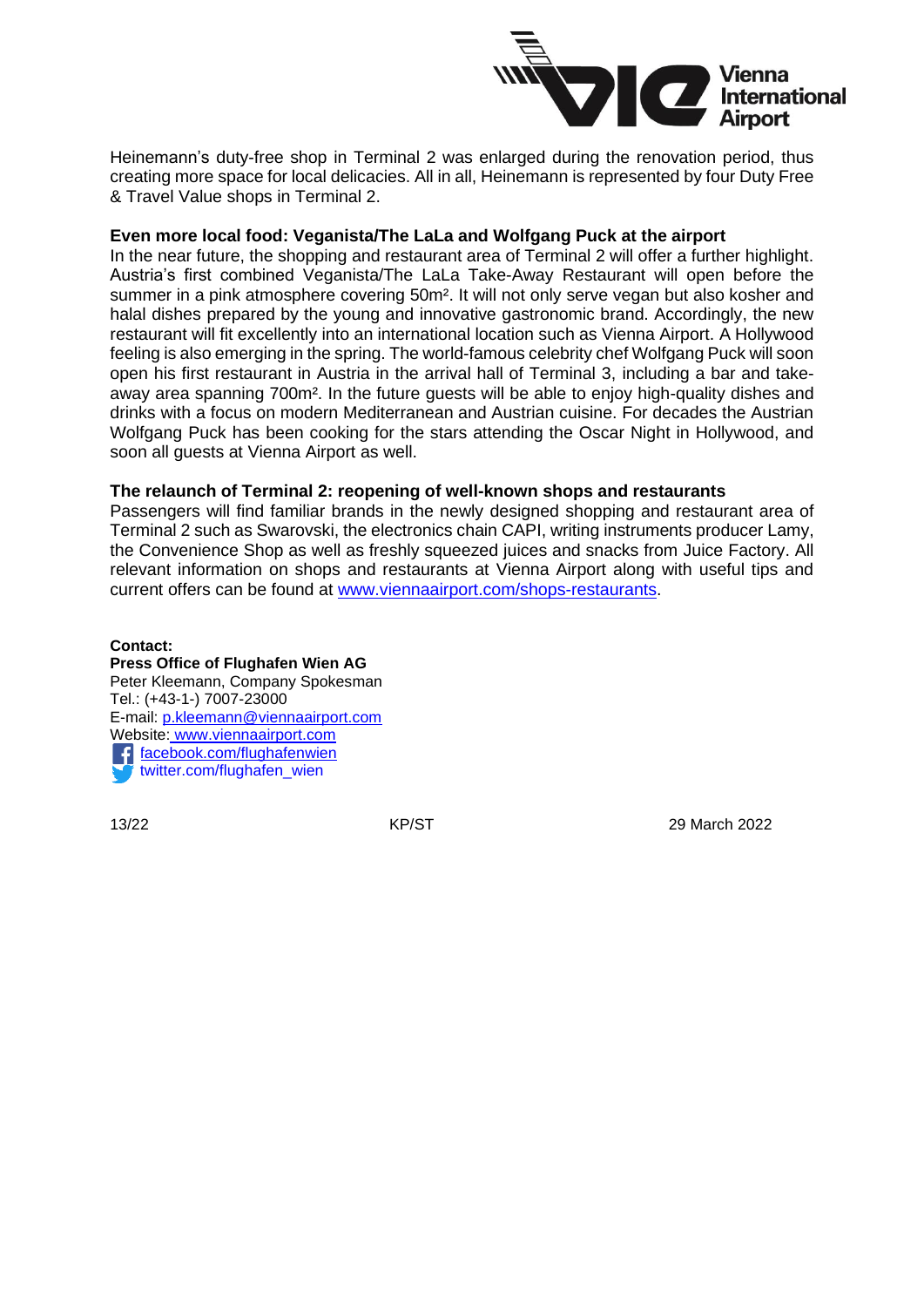Heinemann's duty-free shop in Terminal 2 was enlarged during the renovation period, thus creating more space for local delicacies. All in all, Heinemann is represented by four Duty Free & Travel Value shops in Terminal 2.

**Even more local food: Veganista/The LaLa and Wolfgang Puck at the airport**

In the near future, the shopping and restaurant area of Terminal 2 will offer a further highlight. Austria's first combined Veganista/The LaLa Take-Away Restaurant will open before the summer in a pink atmosphere covering $50m^2$. It will not only serve vegan but also kosher and halal dishes prepared by the young and innovative gastronomic brand. Accordingly, the new restaurant will fit excellently into an international location such as Vienna Airport. A Hollywood feeling is also emerging in the spring. The world-famous celebrity chef Wolfgang Puck will soon open his first restaurant in Austria in the arrival hall of Terminal 3, including a bar and take-away area spanning $700m^2$. In the future guests will be able to enjoy high-quality dishes and drinks with a focus on modern Mediterranean and Austrian cuisine. For decades the Austrian Wolfgang Puck has been cooking for the stars attending the Oscar Night in Hollywood, and soon all guests at Vienna Airport as well.

**The relaunch of Terminal 2: reopening of well-known shops and restaurants**

Passengers will find familiar brands in the newly designed shopping and restaurant area of Terminal 2 such as Swarovski, the electronics chain CAPI, writing instruments producer Lamy, the Convenience Shop as well as freshly squeezed juices and snacks from Juice Factory. All relevant information on shops and restaurants at Vienna Airport along with useful tips and current offers can be found at [www.viennaairport.com/shops-restaurants](http://www.viennaairport.com/shops-restaurants).

**Contact:**
**Press Office of Flughafen Wien AG**
Peter Kleemann, Company Spokesman
Tel.: (+43-1-) 7007-23000
E-mail: p.kleemann@viennaairport.com
Website: www.viennaairport.com
facebook.com/flughafenwien
twitter.com/flughafen_wien

13/22 KP/ST 29 March 2022